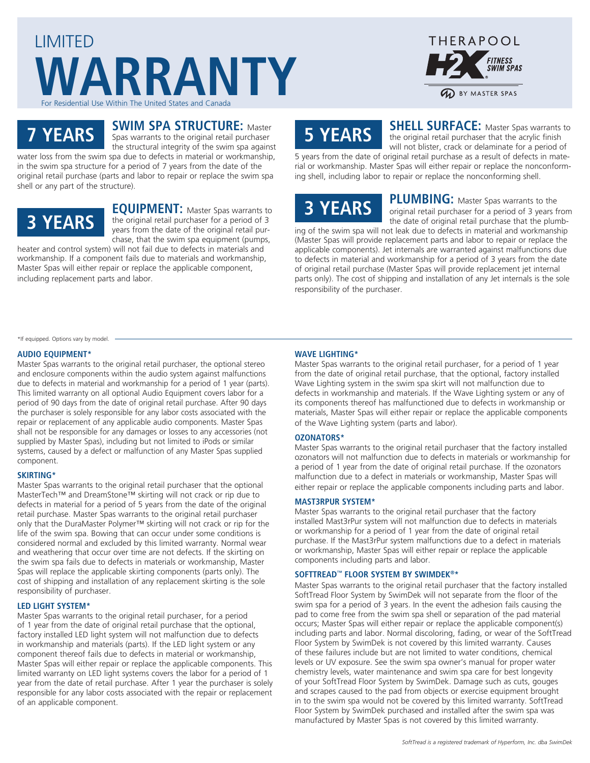# LIMITED WARRANTY

For Residential Use Within The United States and Canada

THERAPOOL H2X FITNESS SWIM SPAS BY MASTER SPAS

## 7 YEARS

**SWIM SPA STRUCTURE:** Master Spas warrants to the original retail purchaser the structural integrity of the swim spa against water loss from the swim spa due to defects in material or workmanship, in the swim spa structure for a period of 7 years from the date of the original retail purchase (parts and labor to repair or replace the swim spa shell or any part of the structure).

## 3 YEARS

**EQUIPMENT:** Master Spas warrants to the original retail purchaser for a period of 3 years from the date of the original retail purchase, that the swim spa equipment (pumps, heater and control system) will not fail due to defects in materials and workmanship. If a component fails due to materials and workmanship, Master Spas will either repair or replace the applicable component, including replacement parts and labor.

## 5 YEARS

**SHELL SURFACE:** Master Spas warrants to the original retail purchaser that the acrylic finish will not blister, crack or delaminate for a period of 5 years from the date of original retail purchase as a result of defects in material or workmanship. Master Spas will either repair or replace the nonconforming shell, including labor to repair or replace the nonconforming shell.

## 3 YEARS

**PLUMBING:** Master Spas warrants to the original retail purchaser for a period of 3 years from the date of original retail purchase that the plumbing of the swim spa will not leak due to defects in material and workmanship (Master Spas will provide replacement parts and labor to repair or replace the applicable components). Jet internals are warranted against malfunctions due to defects in material and workmanship for a period of 3 years from the date of original retail purchase (Master Spas will provide replacement jet internal parts only). The cost of shipping and installation of any Jet internals is the sole responsibility of the purchaser.

*If equipped. Options vary by model.

### AUDIO EQUIPMENT*

Master Spas warrants to the original retail purchaser, the optional stereo and enclosure components within the audio system against malfunctions due to defects in material and workmanship for a period of 1 year (parts). This limited warranty on all optional Audio Equipment covers labor for a period of 90 days from the date of original retail purchase. After 90 days the purchaser is solely responsible for any labor costs associated with the repair or replacement of any applicable audio components. Master Spas shall not be responsible for any damages or losses to any accessories (not supplied by Master Spas), including but not limited to iPods or similar systems, caused by a defect or malfunction of any Master Spas supplied component.

### SKIRTING*

Master Spas warrants to the original retail purchaser that the optional MasterTech™ and DreamStone™ skirting will not crack or rip due to defects in material for a period of 5 years from the date of the original retail purchase. Master Spas warrants to the original retail purchaser only that the DuraMaster Polymer™ skirting will not crack or rip for the life of the swim spa. Bowing that can occur under some conditions is considered normal and excluded by this limited warranty. Normal wear and weathering that occur over time are not defects. If the skirting on the swim spa fails due to defects in materials or workmanship, Master Spas will replace the applicable skirting components (parts only). The cost of shipping and installation of any replacement skirting is the sole responsibility of purchaser.

### LED LIGHT SYSTEM*

Master Spas warrants to the original retail purchaser, for a period of 1 year from the date of original retail purchase that the optional, factory installed LED light system will not malfunction due to defects in workmanship and materials (parts). If the LED light system or any component thereof fails due to defects in material or workmanship, Master Spas will either repair or replace the applicable components. This limited warranty on LED light systems covers the labor for a period of 1 year from the date of retail purchase. After 1 year the purchaser is solely responsible for any labor costs associated with the repair or replacement of an applicable component.

### WAVE LIGHTING*

Master Spas warrants to the original retail purchaser, for a period of 1 year from the date of original retail purchase, that the optional, factory installed Wave Lighting system in the swim spa skirt will not malfunction due to defects in workmanship and materials. If the Wave Lighting system or any of its components thereof has malfunctioned due to defects in workmanship or materials, Master Spas will either repair or replace the applicable components of the Wave Lighting system (parts and labor).

### OZONATORS*

Master Spas warrants to the original retail purchaser that the factory installed ozonators will not malfunction due to defects in materials or workmanship for a period of 1 year from the date of original retail purchase. If the ozonators malfunction due to a defect in materials or workmanship, Master Spas will either repair or replace the applicable components including parts and labor.

### MAST3RPUR SYSTEM*

Master Spas warrants to the original retail purchaser that the factory installed Mast3rPur system will not malfunction due to defects in materials or workmanship for a period of 1 year from the date of original retail purchase. If the Mast3rPur system malfunctions due to a defect in materials or workmanship, Master Spas will either repair or replace the applicable components including parts and labor.

### SOFTTREAD™ FLOOR SYSTEM BY SWIMDEK®*

Master Spas warrants to the original retail purchaser that the factory installed SoftTread Floor System by SwimDek will not separate from the floor of the swim spa for a period of 3 years. In the event the adhesion fails causing the pad to come free from the swim spa shell or separation of the pad material occurs; Master Spas will either repair or replace the applicable component(s) including parts and labor. Normal discoloring, fading, or wear of the SoftTread Floor System by SwimDek is not covered by this limited warranty. Causes of these failures include but are not limited to water conditions, chemical levels or UV exposure. See the swim spa owner's manual for proper water chemistry levels, water maintenance and swim spa care for best longevity of your SoftTread Floor System by SwimDek. Damage such as cuts, gouges and scrapes caused to the pad from objects or exercise equipment brought in to the swim spa would not be covered by this limited warranty. SoftTread Floor System by SwimDek purchased and installed after the swim spa was manufactured by Master Spas is not covered by this limited warranty.

*SoftTread is a registered trademark of Hyperform, Inc. dba SwimDek*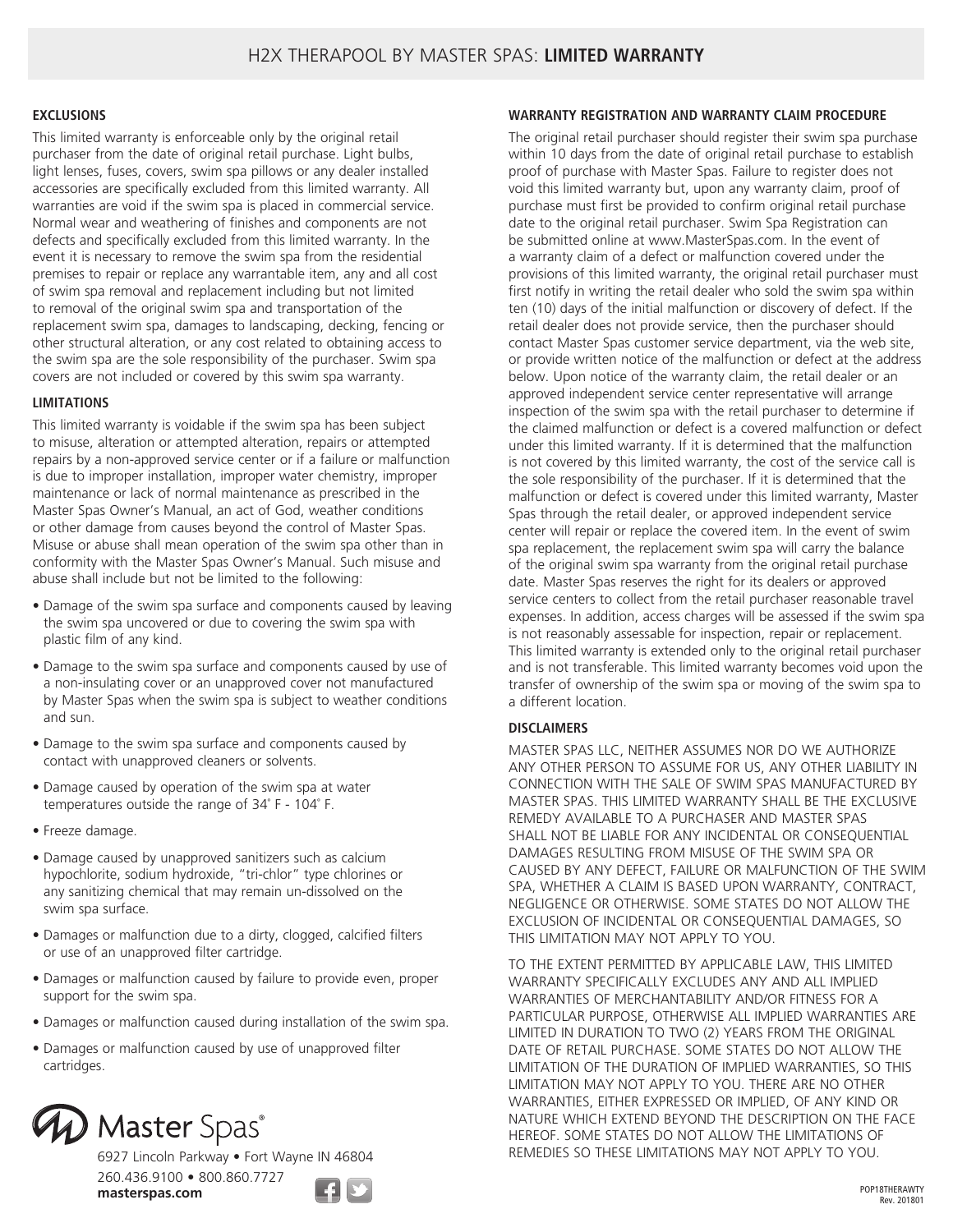# H2X THERAPOOL BY MASTER SPAS: **LIMITED WARRANTY**

**EXCLUSIONS**

This limited warranty is enforceable only by the original retail purchaser from the date of original retail purchase. Light bulbs, light lenses, fuses, covers, swim spa pillows or any dealer installed accessories are specifically excluded from this limited warranty. All warranties are void if the swim spa is placed in commercial service. Normal wear and weathering of finishes and components are not defects and specifically excluded from this limited warranty. In the event it is necessary to remove the swim spa from the residential premises to repair or replace any warrantable item, any and all cost of swim spa removal and replacement including but not limited to removal of the original swim spa and transportation of the replacement swim spa, damages to landscaping, decking, fencing or other structural alteration, or any cost related to obtaining access to the swim spa are the sole responsibility of the purchaser. Swim spa covers are not included or covered by this swim spa warranty.

**LIMITATIONS**

This limited warranty is voidable if the swim spa has been subject to misuse, alteration or attempted alteration, repairs or attempted repairs by a non-approved service center or if a failure or malfunction is due to improper installation, improper water chemistry, improper maintenance or lack of normal maintenance as prescribed in the Master Spas Owner's Manual, an act of God, weather conditions or other damage from causes beyond the control of Master Spas. Misuse or abuse shall mean operation of the swim spa other than in conformity with the Master Spas Owner's Manual. Such misuse and abuse shall include but not be limited to the following:

- Damage of the swim spa surface and components caused by leaving the swim spa uncovered or due to covering the swim spa with plastic film of any kind.
- Damage to the swim spa surface and components caused by use of a non-insulating cover or an unapproved cover not manufactured by Master Spas when the swim spa is subject to weather conditions and sun.
- Damage to the swim spa surface and components caused by contact with unapproved cleaners or solvents.
- Damage caused by operation of the swim spa at water temperatures outside the range of 34° F - 104° F.
- Freeze damage.
- Damage caused by unapproved sanitizers such as calcium hypochlorite, sodium hydroxide, "tri-chlor" type chlorines or any sanitizing chemical that may remain un-dissolved on the swim spa surface.
- Damages or malfunction due to a dirty, clogged, calcified filters or use of an unapproved filter cartridge.
- Damages or malfunction caused by failure to provide even, proper support for the swim spa.
- Damages or malfunction caused during installation of the swim spa.
- Damages or malfunction caused by use of unapproved filter cartridges.

**WARRANTY REGISTRATION AND WARRANTY CLAIM PROCEDURE**

The original retail purchaser should register their swim spa purchase within 10 days from the date of original retail purchase to establish proof of purchase with Master Spas. Failure to register does not void this limited warranty but, upon any warranty claim, proof of purchase must first be provided to confirm original retail purchase date to the original retail purchaser. Swim Spa Registration can be submitted online at www.MasterSpas.com. In the event of a warranty claim of a defect or malfunction covered under the provisions of this limited warranty, the original retail purchaser must first notify in writing the retail dealer who sold the swim spa within ten (10) days of the initial malfunction or discovery of defect. If the retail dealer does not provide service, then the purchaser should contact Master Spas customer service department, via the web site, or provide written notice of the malfunction or defect at the address below. Upon notice of the warranty claim, the retail dealer or an approved independent service center representative will arrange inspection of the swim spa with the retail purchaser to determine if the claimed malfunction or defect is a covered malfunction or defect under this limited warranty. If it is determined that the malfunction is not covered by this limited warranty, the cost of the service call is the sole responsibility of the purchaser. If it is determined that the malfunction or defect is covered under this limited warranty, Master Spas through the retail dealer, or approved independent service center will repair or replace the covered item. In the event of swim spa replacement, the replacement swim spa will carry the balance of the original swim spa warranty from the original retail purchase date. Master Spas reserves the right for its dealers or approved service centers to collect from the retail purchaser reasonable travel expenses. In addition, access charges will be assessed if the swim spa is not reasonably assessable for inspection, repair or replacement. This limited warranty is extended only to the original retail purchaser and is not transferable. This limited warranty becomes void upon the transfer of ownership of the swim spa or moving of the swim spa to a different location.

**DISCLAIMERS**

MASTER SPAS LLC, NEITHER ASSUMES NOR DO WE AUTHORIZE ANY OTHER PERSON TO ASSUME FOR US, ANY OTHER LIABILITY IN CONNECTION WITH THE SALE OF SWIM SPAS MANUFACTURED BY MASTER SPAS. THIS LIMITED WARRANTY SHALL BE THE EXCLUSIVE REMEDY AVAILABLE TO A PURCHASER AND MASTER SPAS SHALL NOT BE LIABLE FOR ANY INCIDENTAL OR CONSEQUENTIAL DAMAGES RESULTING FROM MISUSE OF THE SWIM SPA OR CAUSED BY ANY DEFECT, FAILURE OR MALFUNCTION OF THE SWIM SPA, WHETHER A CLAIM IS BASED UPON WARRANTY, CONTRACT, NEGLIGENCE OR OTHERWISE. SOME STATES DO NOT ALLOW THE EXCLUSION OF INCIDENTAL OR CONSEQUENTIAL DAMAGES, SO THIS LIMITATION MAY NOT APPLY TO YOU.

TO THE EXTENT PERMITTED BY APPLICABLE LAW, THIS LIMITED WARRANTY SPECIFICALLY EXCLUDES ANY AND ALL IMPLIED WARRANTIES OF MERCHANTABILITY AND/OR FITNESS FOR A PARTICULAR PURPOSE, OTHERWISE ALL IMPLIED WARRANTIES ARE LIMITED IN DURATION TO TWO (2) YEARS FROM THE ORIGINAL DATE OF RETAIL PURCHASE. SOME STATES DO NOT ALLOW THE LIMITATION OF THE DURATION OF IMPLIED WARRANTIES, SO THIS LIMITATION MAY NOT APPLY TO YOU. THERE ARE NO OTHER WARRANTIES, EITHER EXPRESSED OR IMPLIED, OF ANY KIND OR NATURE WHICH EXTEND BEYOND THE DESCRIPTION ON THE FACE HEREOF. SOME STATES DO NOT ALLOW THE LIMITATIONS OF REMEDIES SO THESE LIMITATIONS MAY NOT APPLY TO YOU.

Master Spas®

6927 Lincoln Parkway • Fort Wayne IN 46804

260.436.9100 • 800.860.7727

**masterspas.com**

POP18THERAWTY
Rev. 201801